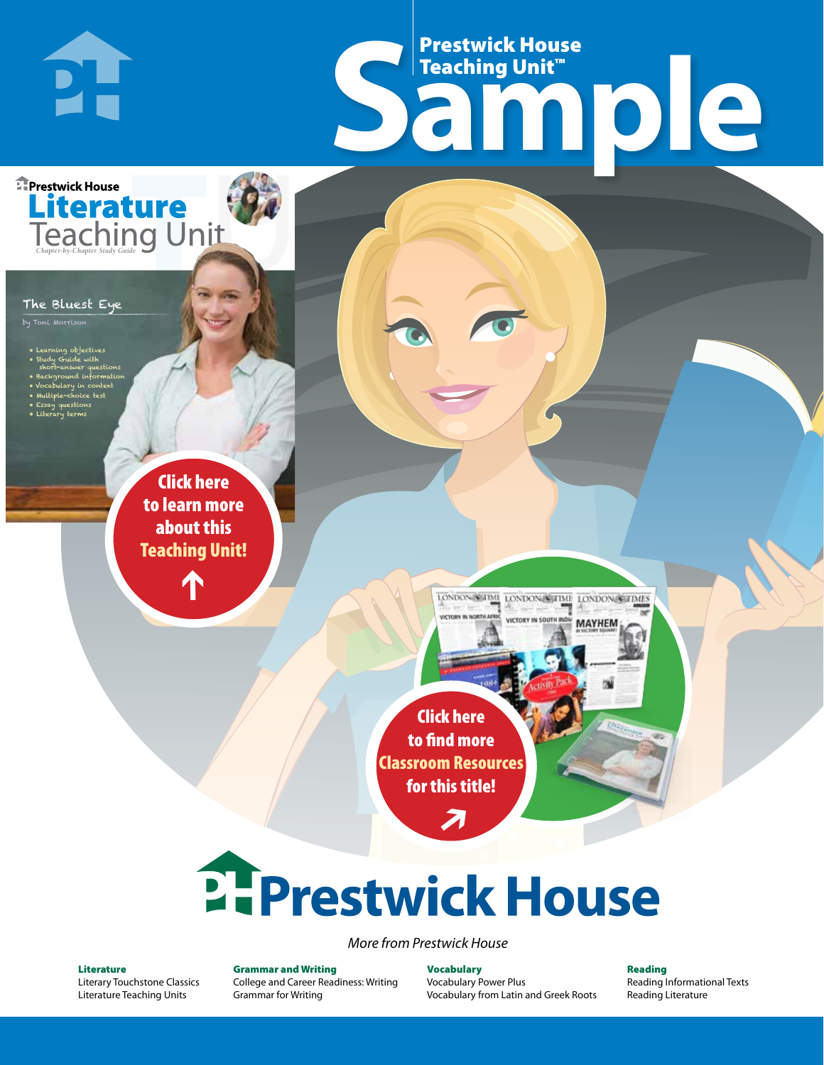# Prestwick House Teaching Unit™ Sample

Prestwick House

**Literature** Teaching Unit

*Chapter-by-Chapter Study Guide*

## The Bluest Eye

by Toni Morrison

- Learning objectives
- Study Guide with short-answer questions
- Background information
- Vocabulary in context
- Multiple-choice test
- Essay questions
- Literary terms

**Click here to learn more about this Teaching Unit!**

**Click here to find more Classroom Resources for this title!**

# Prestwick House

*More from Prestwick House*

**Literature**
Literary Touchstone Classics
Literature Teaching Units

**Grammar and Writing**
College and Career Readiness: Writing
Grammar for Writing

**Vocabulary**
Vocabulary Power Plus
Vocabulary from Latin and Greek Roots

**Reading**
Reading Informational Texts
Reading Literature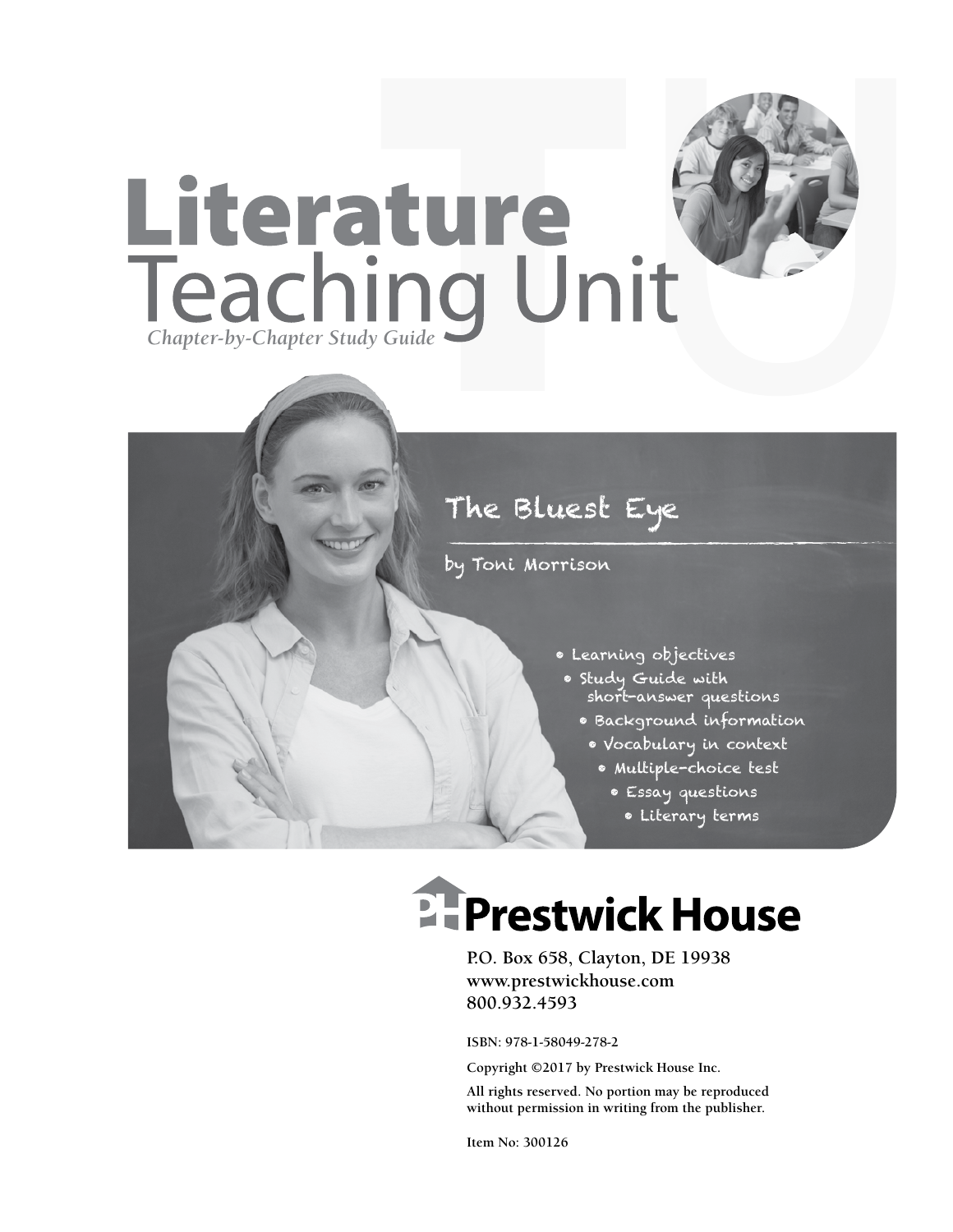# Literature Teaching Unit

*Chapter-by-Chapter Study Guide*

## The Bluest Eye

by Toni Morrison

- Learning objectives
- Study Guide with short-answer questions
- Background information
- Vocabulary in context
- Multiple-choice test
- Essay questions
- Literary terms

**Prestwick House**

P.O. Box 658, Clayton, DE 19938
www.prestwickhouse.com
800.932.4593

ISBN: 978-1-58049-278-2

Copyright ©2017 by Prestwick House Inc.

All rights reserved. No portion may be reproduced without permission in writing from the publisher.

Item No: 300126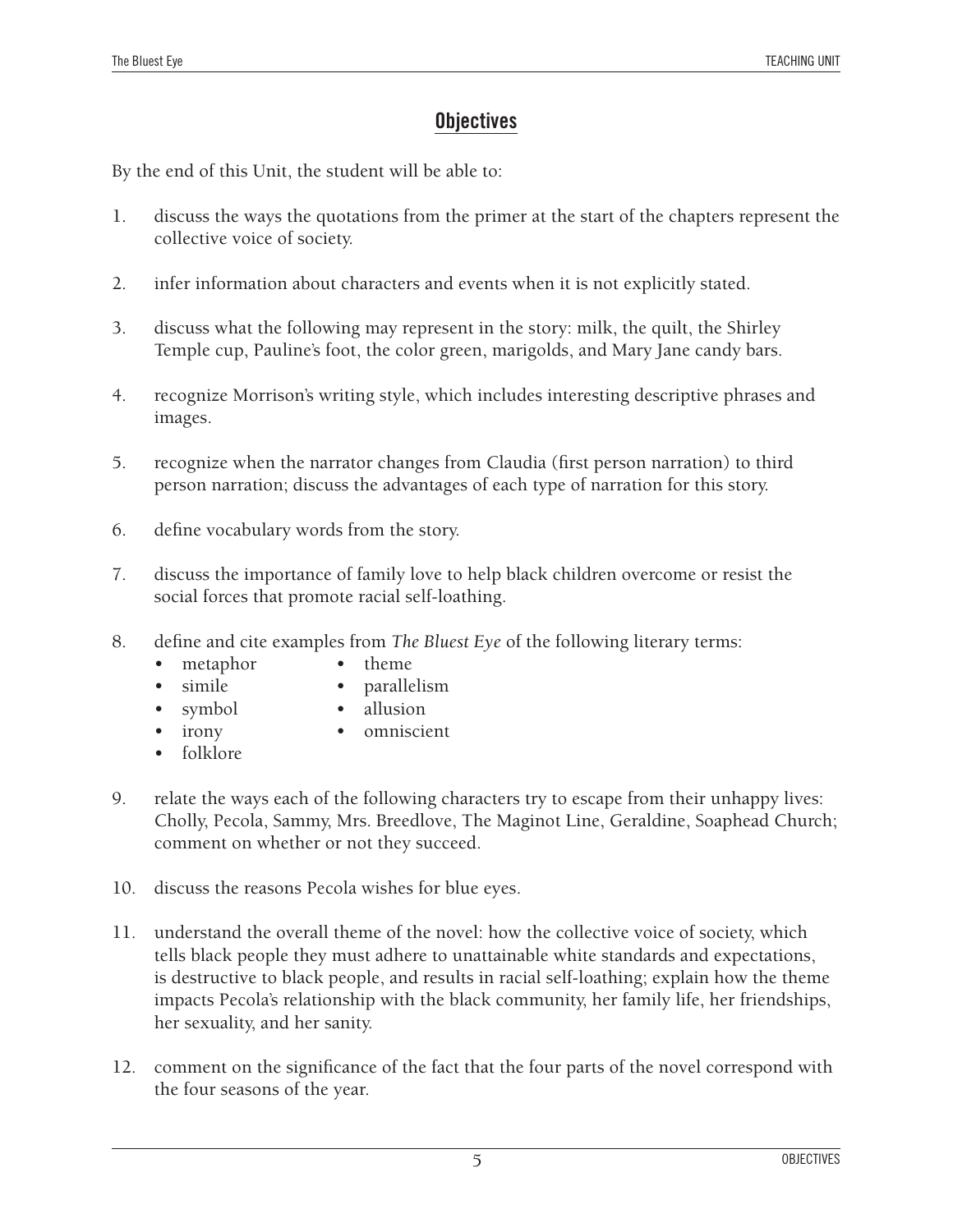## Objectives

By the end of this Unit, the student will be able to:

1. discuss the ways the quotations from the primer at the start of the chapters represent the collective voice of society.

2. infer information about characters and events when it is not explicitly stated.

3. discuss what the following may represent in the story: milk, the quilt, the Shirley Temple cup, Pauline's foot, the color green, marigolds, and Mary Jane candy bars.

4. recognize Morrison's writing style, which includes interesting descriptive phrases and images.

5. recognize when the narrator changes from Claudia (first person narration) to third person narration; discuss the advantages of each type of narration for this story.

6. define vocabulary words from the story.

7. discuss the importance of family love to help black children overcome or resist the social forces that promote racial self-loathing.

8. define and cite examples from *The Bluest Eye* of the following literary terms:
   - metaphor
   - simile
   - symbol
   - irony
   - folklore
   - theme
   - parallelism
   - allusion
   - omniscient

9. relate the ways each of the following characters try to escape from their unhappy lives: Cholly, Pecola, Sammy, Mrs. Breedlove, The Maginot Line, Geraldine, Soaphead Church; comment on whether or not they succeed.

10. discuss the reasons Pecola wishes for blue eyes.

11. understand the overall theme of the novel: how the collective voice of society, which tells black people they must adhere to unattainable white standards and expectations, is destructive to black people, and results in racial self-loathing; explain how the theme impacts Pecola's relationship with the black community, her family life, her friendships, her sexuality, and her sanity.

12. comment on the significance of the fact that the four parts of the novel correspond with the four seasons of the year.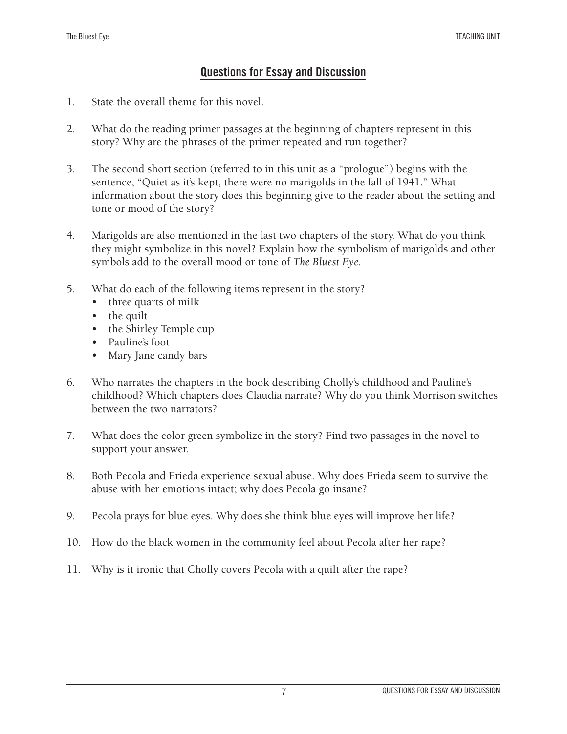## Questions for Essay and Discussion

1. State the overall theme for this novel.

2. What do the reading primer passages at the beginning of chapters represent in this story? Why are the phrases of the primer repeated and run together?

3. The second short section (referred to in this unit as a "prologue") begins with the sentence, "Quiet as it's kept, there were no marigolds in the fall of 1941." What information about the story does this beginning give to the reader about the setting and tone or mood of the story?

4. Marigolds are also mentioned in the last two chapters of the story. What do you think they might symbolize in this novel? Explain how the symbolism of marigolds and other symbols add to the overall mood or tone of *The Bluest Eye.*

5. What do each of the following items represent in the story?
   - three quarts of milk
   - the quilt
   - the Shirley Temple cup
   - Pauline's foot
   - Mary Jane candy bars

6. Who narrates the chapters in the book describing Cholly's childhood and Pauline's childhood? Which chapters does Claudia narrate? Why do you think Morrison switches between the two narrators?

7. What does the color green symbolize in the story? Find two passages in the novel to support your answer.

8. Both Pecola and Frieda experience sexual abuse. Why does Frieda seem to survive the abuse with her emotions intact; why does Pecola go insane?

9. Pecola prays for blue eyes. Why does she think blue eyes will improve her life?

10. How do the black women in the community feel about Pecola after her rape?

11. Why is it ironic that Cholly covers Pecola with a quilt after the rape?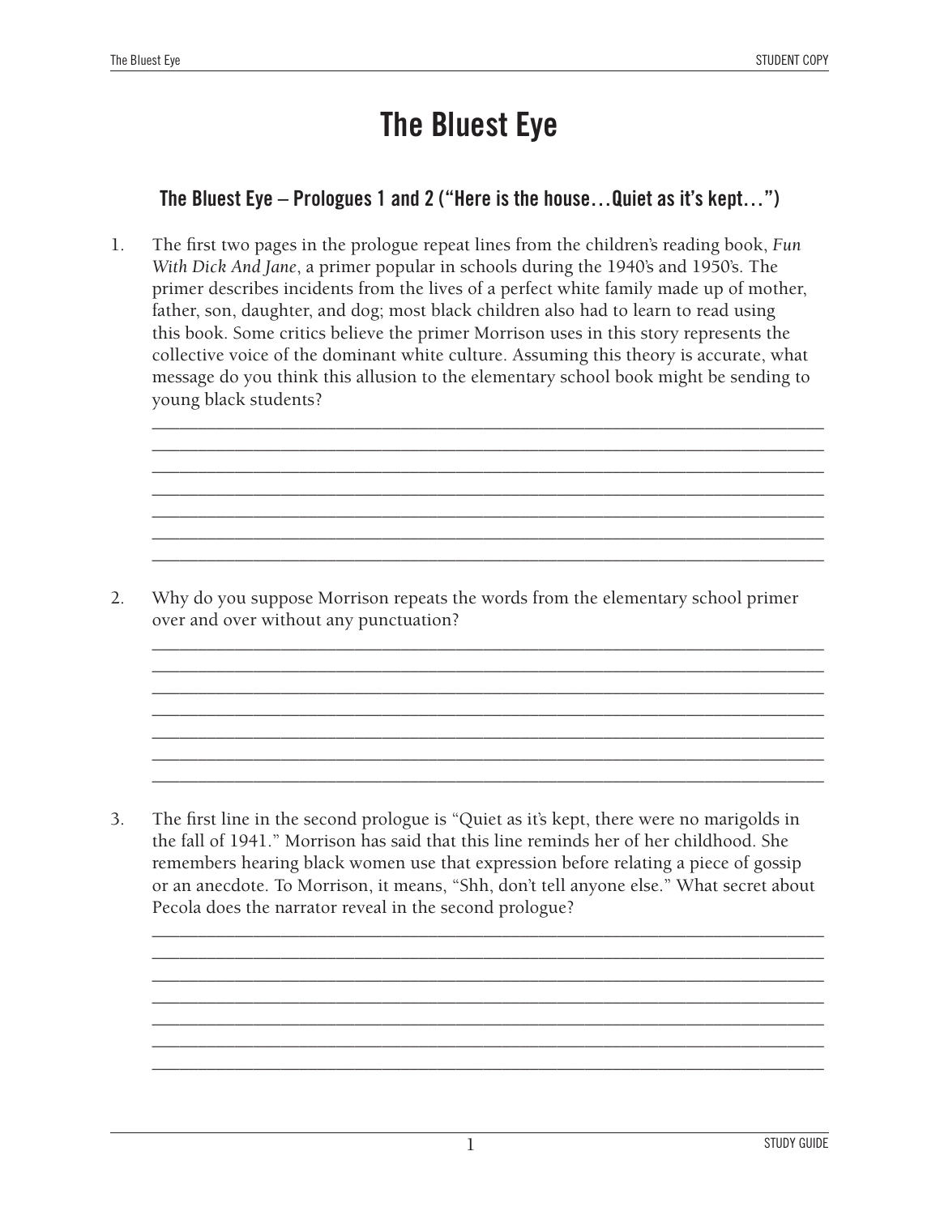# The Bluest Eye

### The Bluest Eye – Prologues 1 and 2 ("Here is the house…Quiet as it's kept…")

1. The first two pages in the prologue repeat lines from the children's reading book, *Fun With Dick And Jane*, a primer popular in schools during the 1940's and 1950's. The primer describes incidents from the lives of a perfect white family made up of mother, father, son, daughter, and dog; most black children also had to learn to read using this book. Some critics believe the primer Morrison uses in this story represents the collective voice of the dominant white culture. Assuming this theory is accurate, what message do you think this allusion to the elementary school book might be sending to young black students?

2. Why do you suppose Morrison repeats the words from the elementary school primer over and over without any punctuation?

3. The first line in the second prologue is "Quiet as it's kept, there were no marigolds in the fall of 1941." Morrison has said that this line reminds her of her childhood. She remembers hearing black women use that expression before relating a piece of gossip or an anecdote. To Morrison, it means, "Shh, don't tell anyone else." What secret about Pecola does the narrator reveal in the second prologue?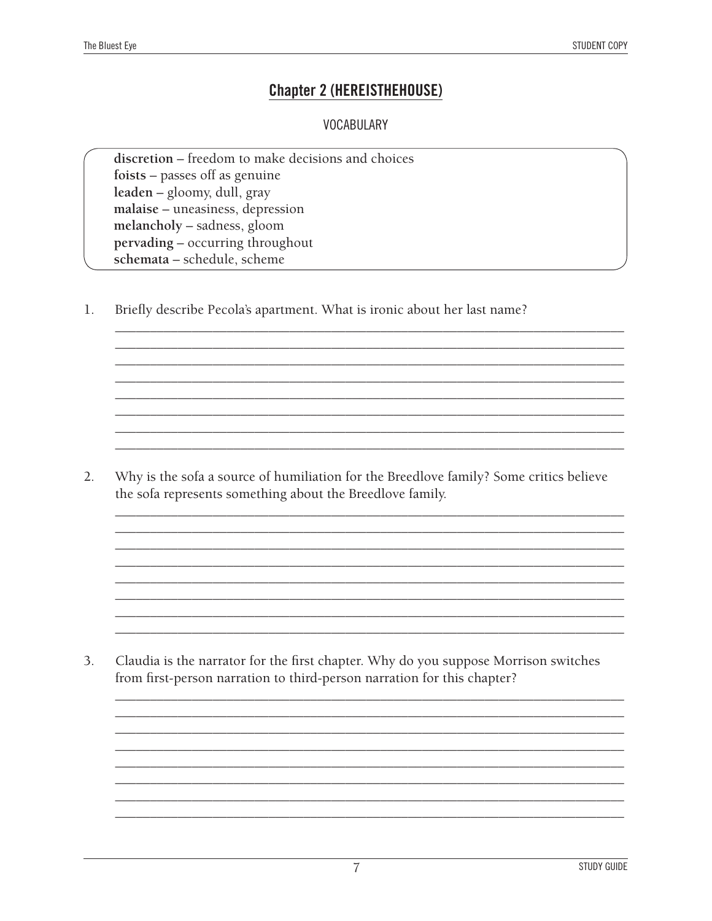## Chapter 2 (HEREISTHEHOUSE)

### VOCABULARY

**discretion** – freedom to make decisions and choices
**foists** – passes off as genuine
**leaden** – gloomy, dull, gray
**malaise** – uneasiness, depression
**melancholy** – sadness, gloom
**pervading** – occurring throughout
**schemata** – schedule, scheme

1. Briefly describe Pecola's apartment. What is ironic about her last name?

2. Why is the sofa a source of humiliation for the Breedlove family? Some critics believe the sofa represents something about the Breedlove family.

3. Claudia is the narrator for the first chapter. Why do you suppose Morrison switches from first-person narration to third-person narration for this chapter?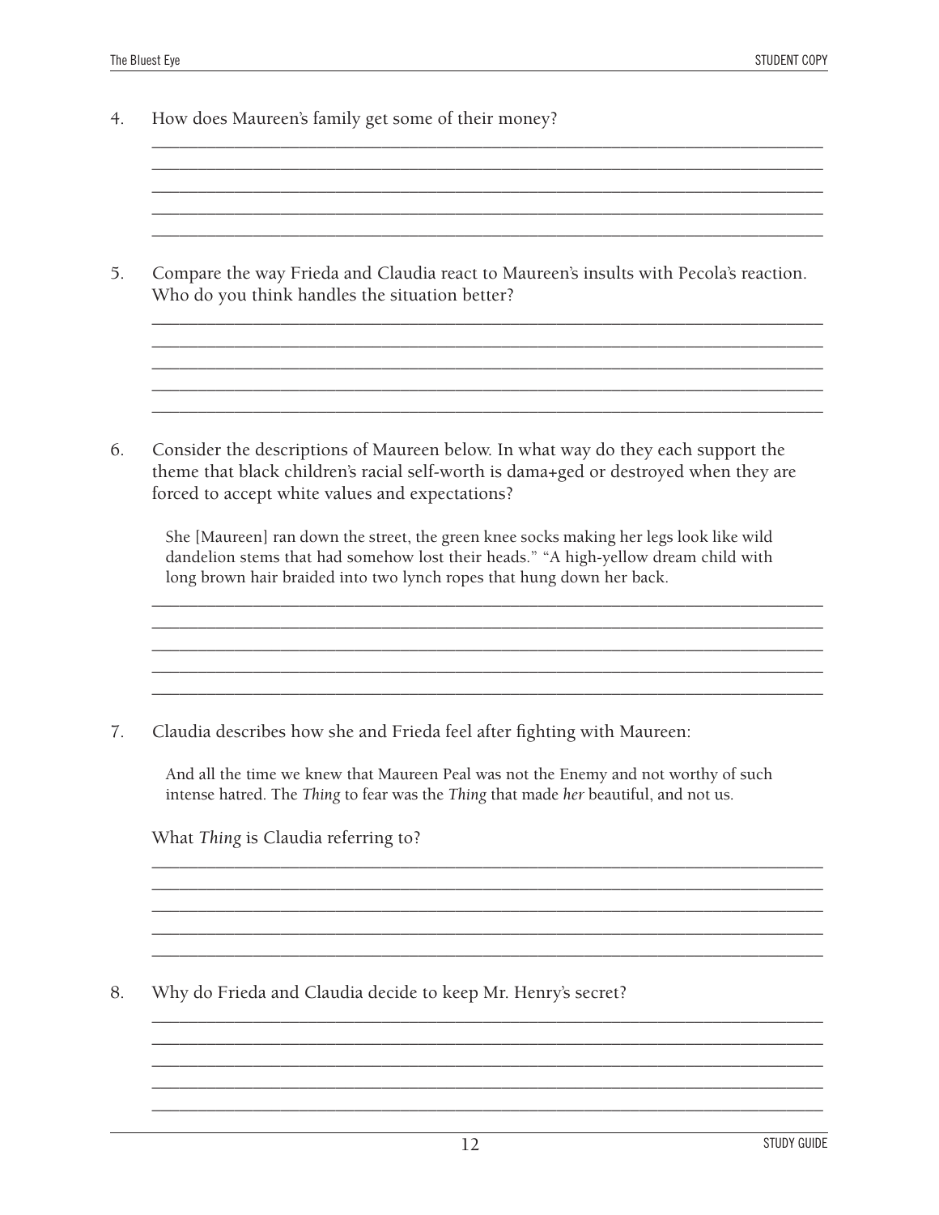4. How does Maureen's family get some of their money?

5. Compare the way Frieda and Claudia react to Maureen's insults with Pecola's reaction. Who do you think handles the situation better?

6. Consider the descriptions of Maureen below. In what way do they each support the theme that black children's racial self-worth is dama+ged or destroyed when they are forced to accept white values and expectations?

   > She [Maureen] ran down the street, the green knee socks making her legs look like wild dandelion stems that had somehow lost their heads." "A high-yellow dream child with long brown hair braided into two lynch ropes that hung down her back.

7. Claudia describes how she and Frieda feel after fighting with Maureen:

   > And all the time we knew that Maureen Peal was not the Enemy and not worthy of such intense hatred. The *Thing* to fear was the *Thing* that made *her* beautiful, and not us.

   What *Thing* is Claudia referring to?

8. Why do Frieda and Claudia decide to keep Mr. Henry's secret?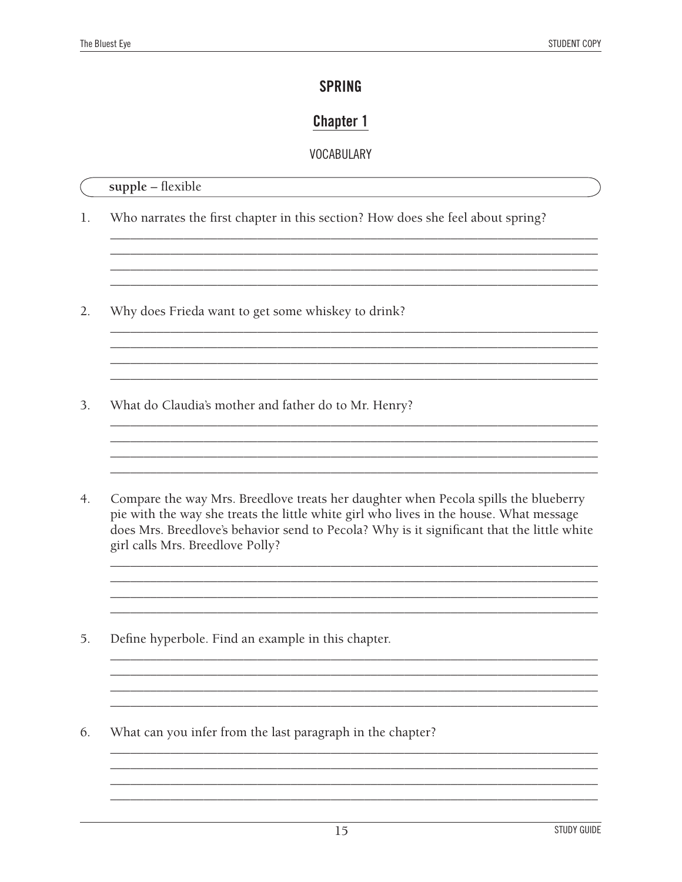# SPRING

## Chapter 1

### VOCABULARY

**supple** – flexible

1. Who narrates the first chapter in this section? How does she feel about spring?

2. Why does Frieda want to get some whiskey to drink?

3. What do Claudia's mother and father do to Mr. Henry?

4. Compare the way Mrs. Breedlove treats her daughter when Pecola spills the blueberry pie with the way she treats the little white girl who lives in the house. What message does Mrs. Breedlove's behavior send to Pecola? Why is it significant that the little white girl calls Mrs. Breedlove Polly?

5. Define hyperbole. Find an example in this chapter.

6. What can you infer from the last paragraph in the chapter?